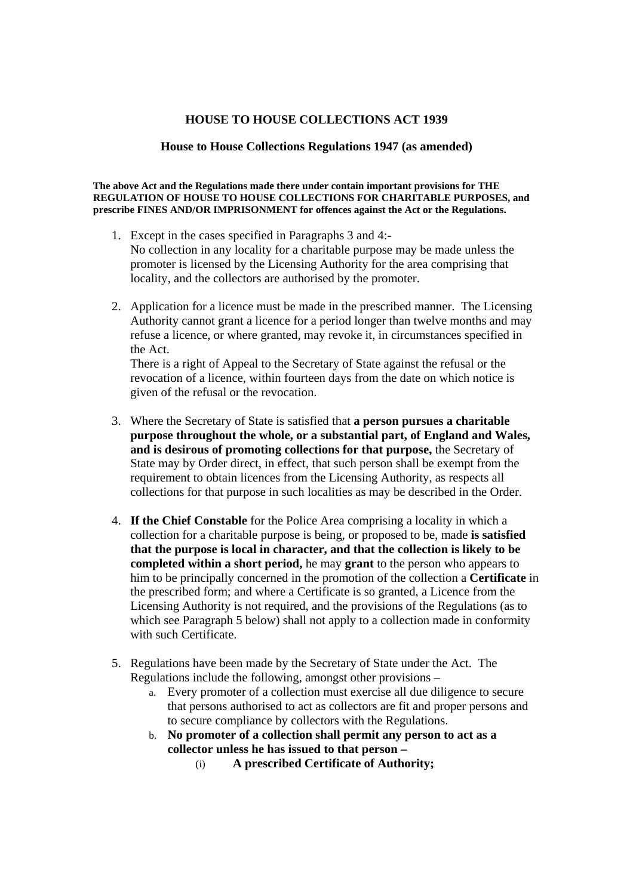# HOUSE TO HOUSE COLLECTIONS ACT 1939

## House to House Collections Regulations 1947 (as amended)

**The above Act and the Regulations made there under contain important provisions for THE REGULATION OF HOUSE TO HOUSE COLLECTIONS FOR CHARITABLE PURPOSES, and prescribe FINES AND/OR IMPRISONMENT for offences against the Act or the Regulations.**

1. Except in the cases specified in Paragraphs 3 and 4:-
   No collection in any locality for a charitable purpose may be made unless the promoter is licensed by the Licensing Authority for the area comprising that locality, and the collectors are authorised by the promoter.

2. Application for a licence must be made in the prescribed manner. The Licensing Authority cannot grant a licence for a period longer than twelve months and may refuse a licence, or where granted, may revoke it, in circumstances specified in the Act.
   There is a right of Appeal to the Secretary of State against the refusal or the revocation of a licence, within fourteen days from the date on which notice is given of the refusal or the revocation.

3. Where the Secretary of State is satisfied that **a person pursues a charitable purpose throughout the whole, or a substantial part, of England and Wales, and is desirous of promoting collections for that purpose,** the Secretary of State may by Order direct, in effect, that such person shall be exempt from the requirement to obtain licences from the Licensing Authority, as respects all collections for that purpose in such localities as may be described in the Order.

4. **If the Chief Constable** for the Police Area comprising a locality in which a collection for a charitable purpose is being, or proposed to be, made **is satisfied that the purpose is local in character, and that the collection is likely to be completed within a short period,** he may **grant** to the person who appears to him to be principally concerned in the promotion of the collection a **Certificate** in the prescribed form; and where a Certificate is so granted, a Licence from the Licensing Authority is not required, and the provisions of the Regulations (as to which see Paragraph 5 below) shall not apply to a collection made in conformity with such Certificate.

5. Regulations have been made by the Secretary of State under the Act. The Regulations include the following, amongst other provisions –
   a. Every promoter of a collection must exercise all due diligence to secure that persons authorised to act as collectors are fit and proper persons and to secure compliance by collectors with the Regulations.
   b. **No promoter of a collection shall permit any person to act as a collector unless he has issued to that person –**
      (i) **A prescribed Certificate of Authority;**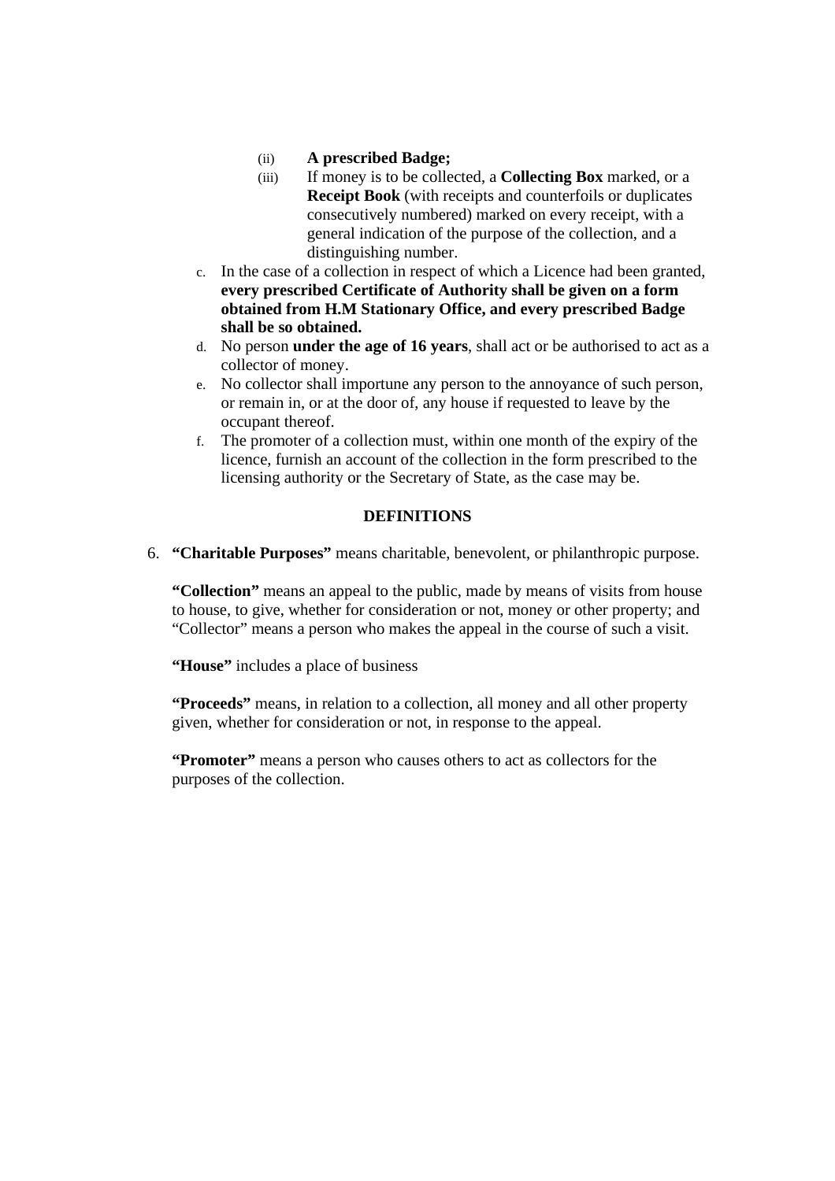(ii) **A prescribed Badge;**

(iii) If money is to be collected, a **Collecting Box** marked, or a **Receipt Book** (with receipts and counterfoils or duplicates consecutively numbered) marked on every receipt, with a general indication of the purpose of the collection, and a distinguishing number.

c. In the case of a collection in respect of which a Licence had been granted, **every prescribed Certificate of Authority shall be given on a form obtained from H.M Stationary Office, and every prescribed Badge shall be so obtained.**

d. No person **under the age of 16 years**, shall act or be authorised to act as a collector of money.

e. No collector shall importune any person to the annoyance of such person, or remain in, or at the door of, any house if requested to leave by the occupant thereof.

f. The promoter of a collection must, within one month of the expiry of the licence, furnish an account of the collection in the form prescribed to the licensing authority or the Secretary of State, as the case may be.

## DEFINITIONS

6. **"Charitable Purposes"** means charitable, benevolent, or philanthropic purpose.

   **"Collection"** means an appeal to the public, made by means of visits from house to house, to give, whether for consideration or not, money or other property; and "Collector" means a person who makes the appeal in the course of such a visit.

   **"House"** includes a place of business

   **"Proceeds"** means, in relation to a collection, all money and all other property given, whether for consideration or not, in response to the appeal.

   **"Promoter"** means a person who causes others to act as collectors for the purposes of the collection.